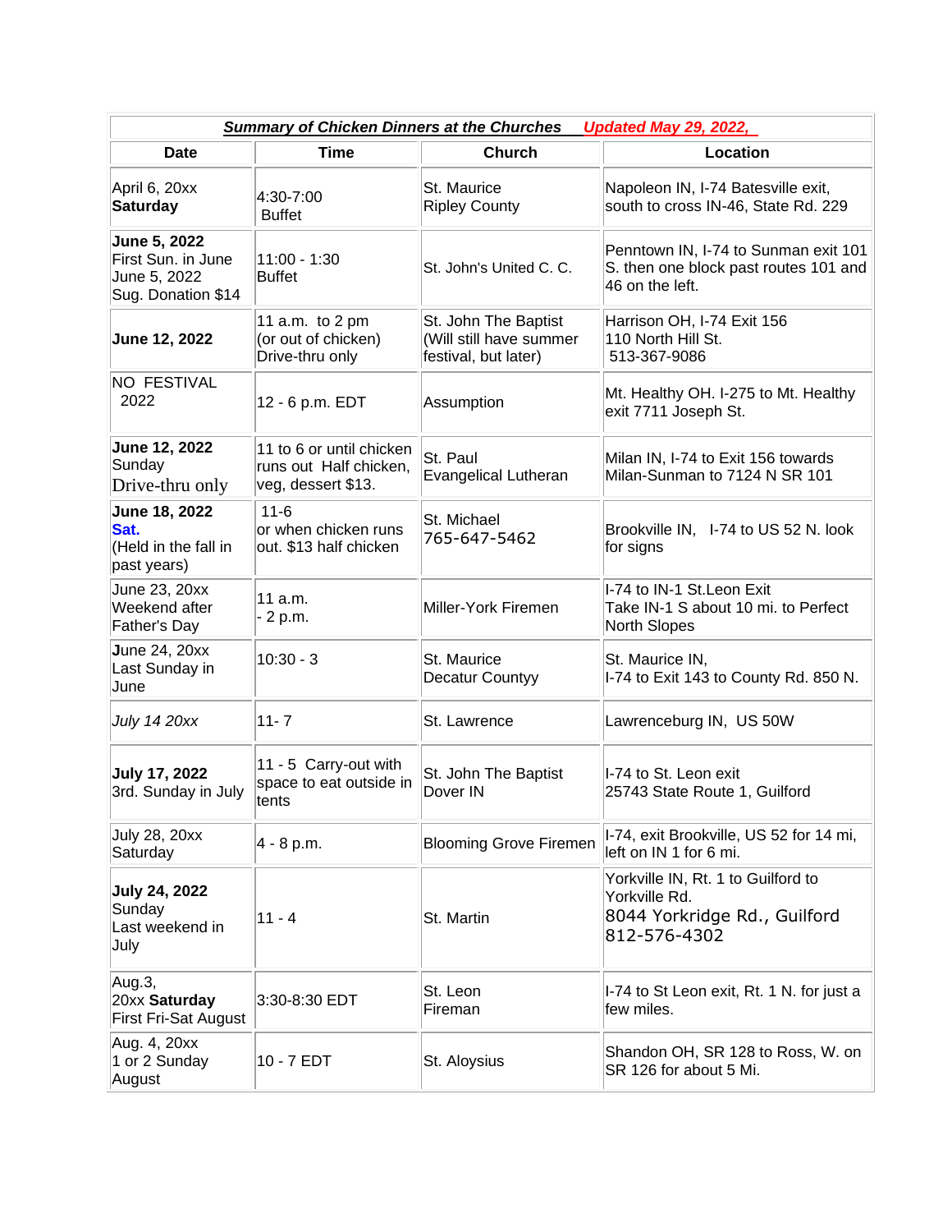| ***Summary of Chicken Dinners at the Churches*** ***Updated May 29, 2022,*** | | | |
|---|---|---|---|
| **Date** | **Time** | **Church** | **Location** |
| April 6, 20xx **Saturday** | 4:30-7:00 Buffet | St. Maurice Ripley County | Napoleon IN, I-74 Batesville exit, south to cross IN-46, State Rd. 229 |
| **June 5, 2022** First Sun. in June June 5, 2022 Sug. Donation $14 | 11:00 - 1:30 Buffet | St. John's United C. C. | Penntown IN, I-74 to Sunman exit 101 S. then one block past routes 101 and 46 on the left. |
| **June 12, 2022** | 11 a.m. to 2 pm (or out of chicken) Drive-thru only | St. John The Baptist (Will still have summer festival, but later) | Harrison OH, I-74 Exit 156 110 North Hill St. 513-367-9086 |
| NO FESTIVAL 2022 | 12 - 6 p.m. EDT | Assumption | Mt. Healthy OH. I-275 to Mt. Healthy exit 7711 Joseph St. |
| **June 12, 2022** Sunday Drive-thru only | 11 to 6 or until chicken runs out Half chicken, veg, dessert $13. | St. Paul Evangelical Lutheran | Milan IN, I-74 to Exit 156 towards Milan-Sunman to 7124 N SR 101 |
| **June 18, 2022** **Sat.** (Held in the fall in past years) | 11-6 or when chicken runs out. $13 half chicken | St. Michael 765-647-5462 | Brookville IN, I-74 to US 52 N. look for signs |
| June 23, 20xx Weekend after Father's Day | 11 a.m. - 2 p.m. | Miller-York Firemen | I-74 to IN-1 St.Leon Exit Take IN-1 S about 10 mi. to Perfect North Slopes |
| **J**une 24, 20xx Last Sunday in June | 10:30 - 3 | St. Maurice Decatur Countyy | St. Maurice IN, I-74 to Exit 143 to County Rd. 850 N. |
| *July 14 20xx* | 11- 7 | St. Lawrence | Lawrenceburg IN, US 50W |
| **July 17, 2022** 3rd. Sunday in July | 11 - 5 Carry-out with space to eat outside in tents | St. John The Baptist Dover IN | I-74 to St. Leon exit 25743 State Route 1, Guilford |
| July 28, 20xx Saturday | 4 - 8 p.m. | Blooming Grove Firemen | I-74, exit Brookville, US 52 for 14 mi, left on IN 1 for 6 mi. |
| **July 24, 2022** Sunday Last weekend in July | 11 - 4 | St. Martin | Yorkville IN, Rt. 1 to Guilford to Yorkville Rd. 8044 Yorkridge Rd., Guilford 812-576-4302 |
| Aug.3, 20xx **Saturday** First Fri-Sat August | 3:30-8:30 EDT | St. Leon Fireman | I-74 to St Leon exit, Rt. 1 N. for just a few miles. |
| Aug. 4, 20xx 1 or 2 Sunday August | 10 - 7 EDT | St. Aloysius | Shandon OH, SR 128 to Ross, W. on SR 126 for about 5 Mi. |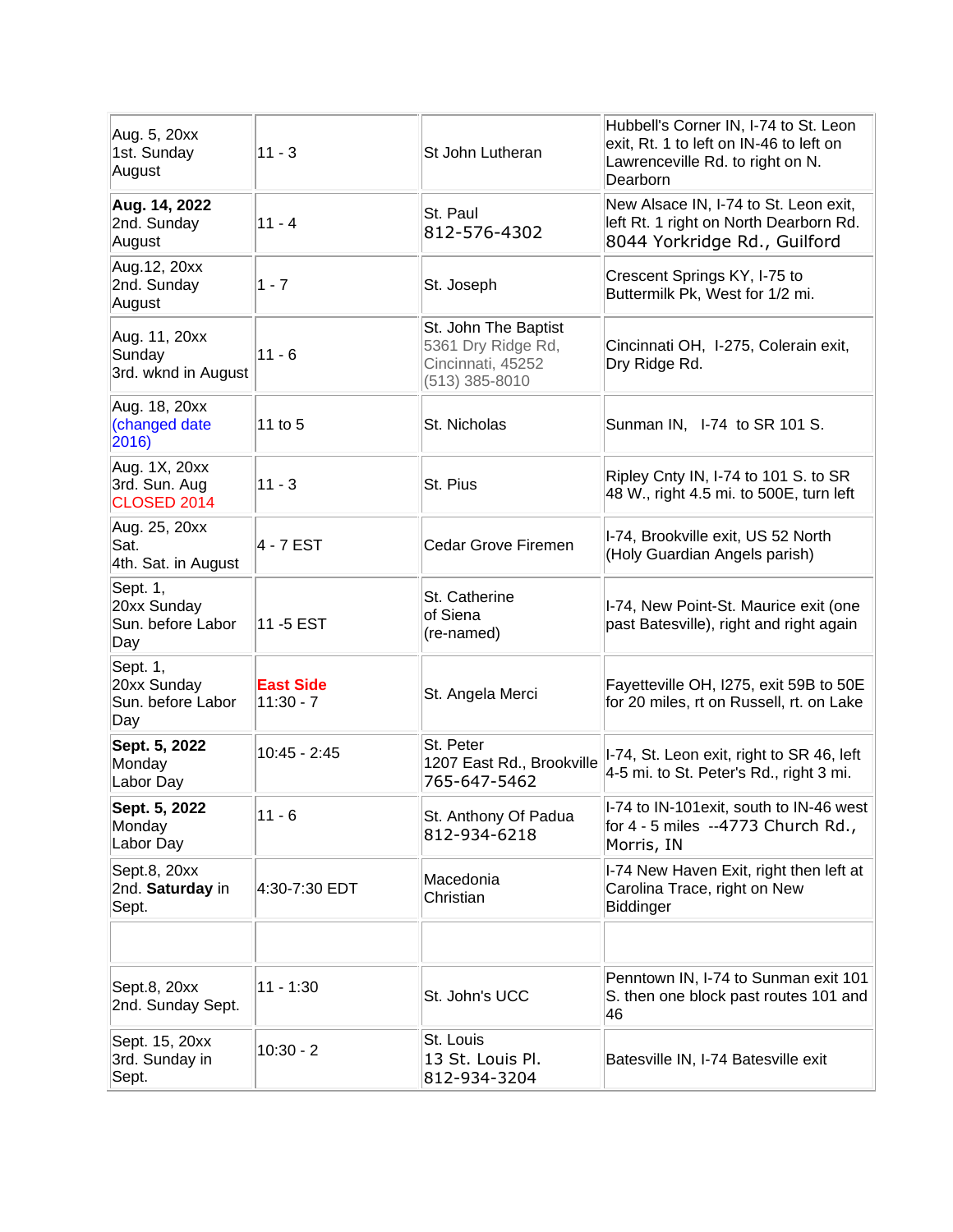| | | | |
|---|---|---|---|
| Aug. 5, 20xx<br>1st. Sunday August | 11 - 3 | St John Lutheran | Hubbell's Corner IN, I-74 to St. Leon exit, Rt. 1 to left on IN-46 to left on Lawrenceville Rd. to right on N. Dearborn |
| **Aug. 14, 2022**<br>2nd. Sunday August | 11 - 4 | St. Paul<br>812-576-4302 | New Alsace IN, I-74 to St. Leon exit, left Rt. 1 right on North Dearborn Rd. 8044 Yorkridge Rd., Guilford |
| Aug.12, 20xx<br>2nd. Sunday August | 1 - 7 | St. Joseph | Crescent Springs KY, I-75 to Buttermilk Pk, West for 1/2 mi. |
| Aug. 11, 20xx<br>Sunday<br>3rd. wknd in August | 11 - 6 | St. John The Baptist<br>5361 Dry Ridge Rd, Cincinnati, 45252<br>(513) 385-8010 | Cincinnati OH, I-275, Colerain exit, Dry Ridge Rd. |
| Aug. 18, 20xx<br>(changed date 2016) | 11 to 5 | St. Nicholas | Sunman IN, I-74 to SR 101 S. |
| Aug. 1X, 20xx<br>3rd. Sun. Aug<br>CLOSED 2014 | 11 - 3 | St. Pius | Ripley Cnty IN, I-74 to 101 S. to SR 48 W., right 4.5 mi. to 500E, turn left |
| Aug. 25, 20xx<br>Sat.<br>4th. Sat. in August | 4 - 7 EST | Cedar Grove Firemen | I-74, Brookville exit, US 52 North (Holy Guardian Angels parish) |
| Sept. 1,<br>20xx Sunday<br>Sun. before Labor Day | 11 -5 EST | St. Catherine of Siena<br>(re-named) | I-74, New Point-St. Maurice exit (one past Batesville), right and right again |
| Sept. 1,<br>20xx Sunday<br>Sun. before Labor Day | **East Side**<br>11:30 - 7 | St. Angela Merci | Fayetteville OH, I275, exit 59B to 50E for 20 miles, rt on Russell, rt. on Lake |
| **Sept. 5, 2022**<br>Monday<br>Labor Day | 10:45 - 2:45 | St. Peter<br>1207 East Rd., Brookville<br>765-647-5462 | I-74, St. Leon exit, right to SR 46, left 4-5 mi. to St. Peter's Rd., right 3 mi. |
| **Sept. 5, 2022**<br>Monday<br>Labor Day | 11 - 6 | St. Anthony Of Padua<br>812-934-6218 | I-74 to IN-101exit, south to IN-46 west for 4 - 5 miles --4773 Church Rd., Morris, IN |
| Sept.8, 20xx<br>2nd. **Saturday** in Sept. | 4:30-7:30 EDT | Macedonia Christian | I-74 New Haven Exit, right then left at Carolina Trace, right on New Biddinger |
| | | | |
| Sept.8, 20xx<br>2nd. Sunday Sept. | 11 - 1:30 | St. John's UCC | Penntown IN, I-74 to Sunman exit 101 S. then one block past routes 101 and 46 |
| Sept. 15, 20xx<br>3rd. Sunday in Sept. | 10:30 - 2 | St. Louis<br>13 St. Louis Pl.<br>812-934-3204 | Batesville IN, I-74 Batesville exit |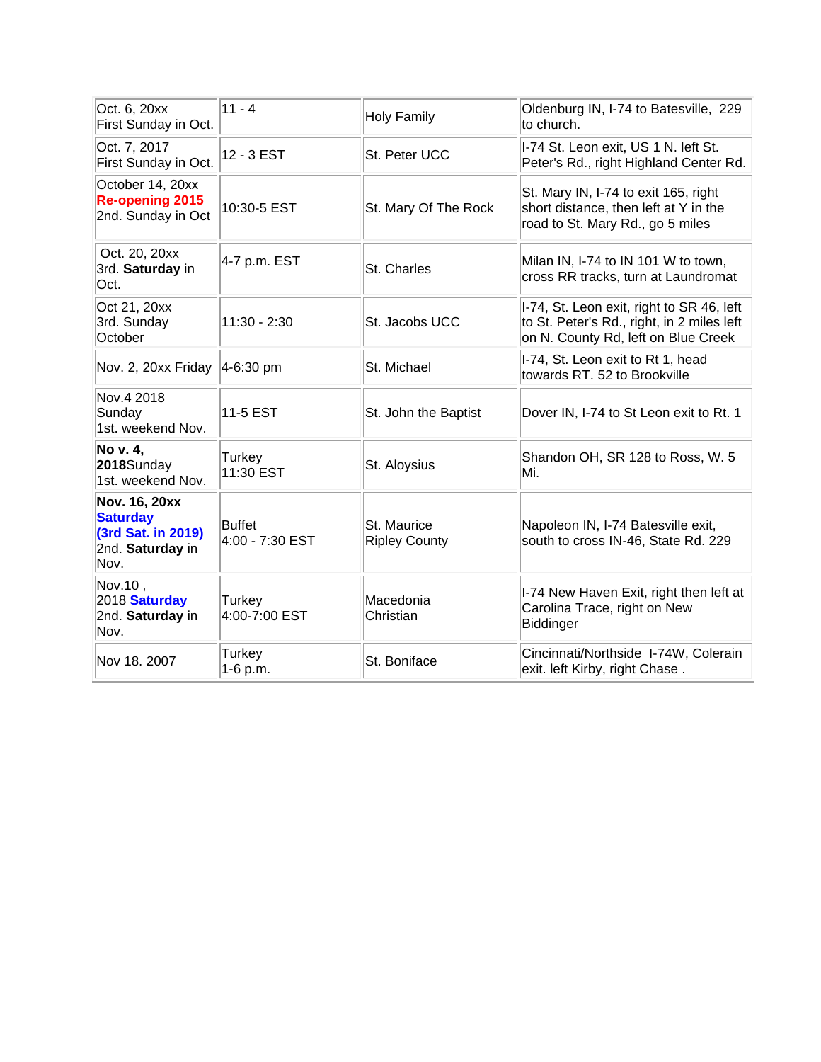| | | | |
|---|---|---|---|
| Oct. 6, 20xx First Sunday in Oct. | 11 - 4 | Holy Family | Oldenburg IN, I-74 to Batesville, 229 to church. |
| Oct. 7, 2017 First Sunday in Oct. | 12 - 3 EST | St. Peter UCC | I-74 St. Leon exit, US 1 N. left St. Peter's Rd., right Highland Center Rd. |
| October 14, 20xx **Re-opening 2015** 2nd. Sunday in Oct | 10:30-5 EST | St. Mary Of The Rock | St. Mary IN, I-74 to exit 165, right short distance, then left at Y in the road to St. Mary Rd., go 5 miles |
| Oct. 20, 20xx 3rd. **Saturday** in Oct. | 4-7 p.m. EST | St. Charles | Milan IN, I-74 to IN 101 W to town, cross RR tracks, turn at Laundromat |
| Oct 21, 20xx 3rd. Sunday October | 11:30 - 2:30 | St. Jacobs UCC | I-74, St. Leon exit, right to SR 46, left to St. Peter's Rd., right, in 2 miles left on N. County Rd, left on Blue Creek |
| Nov. 2, 20xx Friday | 4-6:30 pm | St. Michael | I-74, St. Leon exit to Rt 1, head towards RT. 52 to Brookville |
| Nov.4 2018 Sunday 1st. weekend Nov. | 11-5 EST | St. John the Baptist | Dover IN, I-74 to St Leon exit to Rt. 1 |
| **No v. 4, 2018**Sunday 1st. weekend Nov. | Turkey 11:30 EST | St. Aloysius | Shandon OH, SR 128 to Ross, W. 5 Mi. |
| **Nov. 16, 20xx Saturday (3rd Sat. in 2019)** 2nd. **Saturday** in Nov. | Buffet 4:00 - 7:30 EST | St. Maurice Ripley County | Napoleon IN, I-74 Batesville exit, south to cross IN-46, State Rd. 229 |
| Nov.10 , 2018 **Saturday** 2nd. **Saturday** in Nov. | Turkey 4:00-7:00 EST | Macedonia Christian | I-74 New Haven Exit, right then left at Carolina Trace, right on New Biddinger |
| Nov 18. 2007 | Turkey 1-6 p.m. | St. Boniface | Cincinnati/Northside I-74W, Colerain exit. left Kirby, right Chase . |